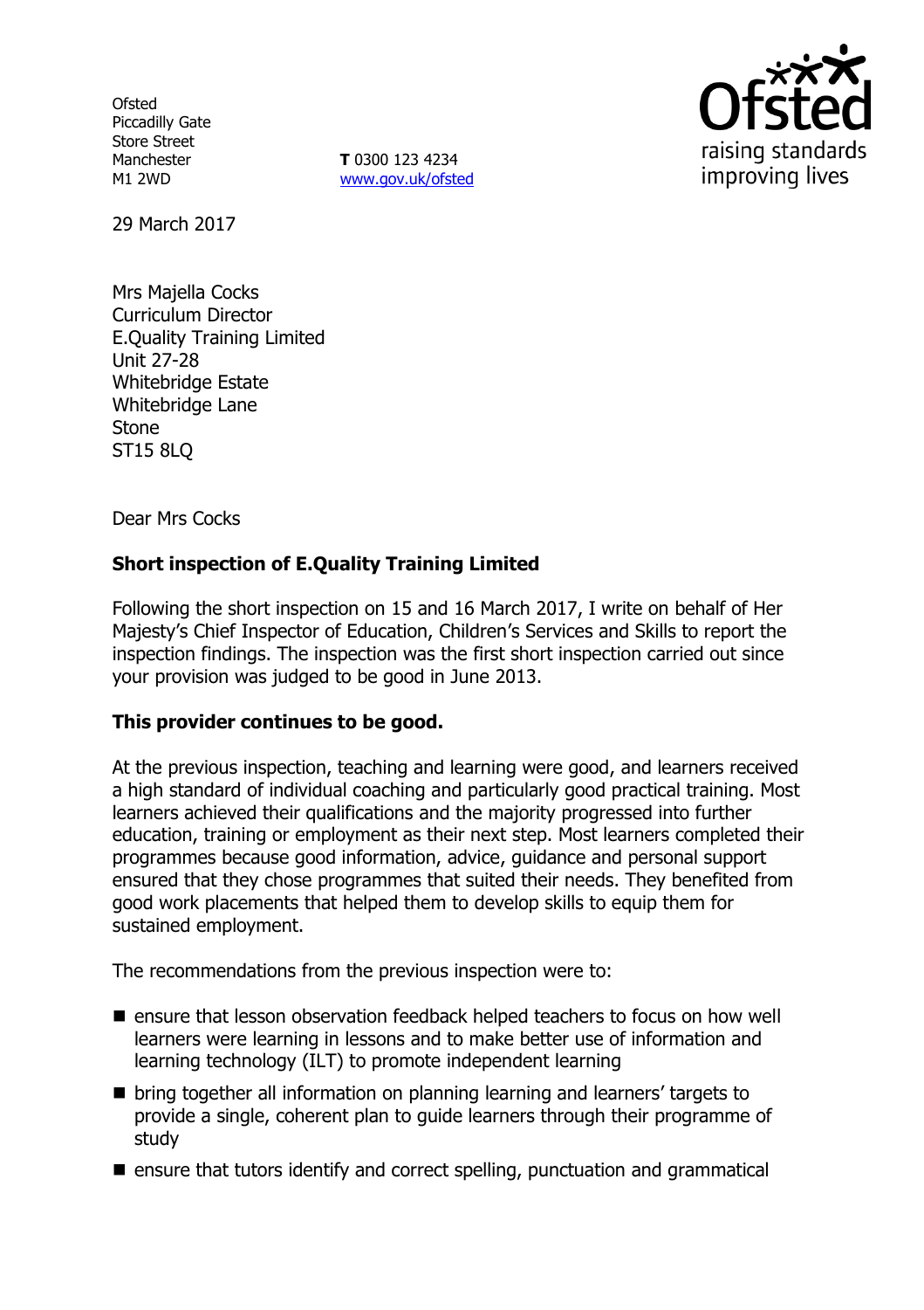Ofsted
Piccadilly Gate
Store Street
Manchester
M1 2WD

**T** 0300 123 4234
www.gov.uk/ofsted

29 March 2017

Mrs Majella Cocks
Curriculum Director
E.Quality Training Limited
Unit 27-28
Whitebridge Estate
Whitebridge Lane
Stone
ST15 8LQ

Dear Mrs Cocks

**Short inspection of E.Quality Training Limited**

Following the short inspection on 15 and 16 March 2017, I write on behalf of Her Majesty's Chief Inspector of Education, Children's Services and Skills to report the inspection findings. The inspection was the first short inspection carried out since your provision was judged to be good in June 2013.

**This provider continues to be good.**

At the previous inspection, teaching and learning were good, and learners received a high standard of individual coaching and particularly good practical training. Most learners achieved their qualifications and the majority progressed into further education, training or employment as their next step. Most learners completed their programmes because good information, advice, guidance and personal support ensured that they chose programmes that suited their needs. They benefited from good work placements that helped them to develop skills to equip them for sustained employment.

The recommendations from the previous inspection were to:

- ensure that lesson observation feedback helped teachers to focus on how well learners were learning in lessons and to make better use of information and learning technology (ILT) to promote independent learning
- bring together all information on planning learning and learners' targets to provide a single, coherent plan to guide learners through their programme of study
- ensure that tutors identify and correct spelling, punctuation and grammatical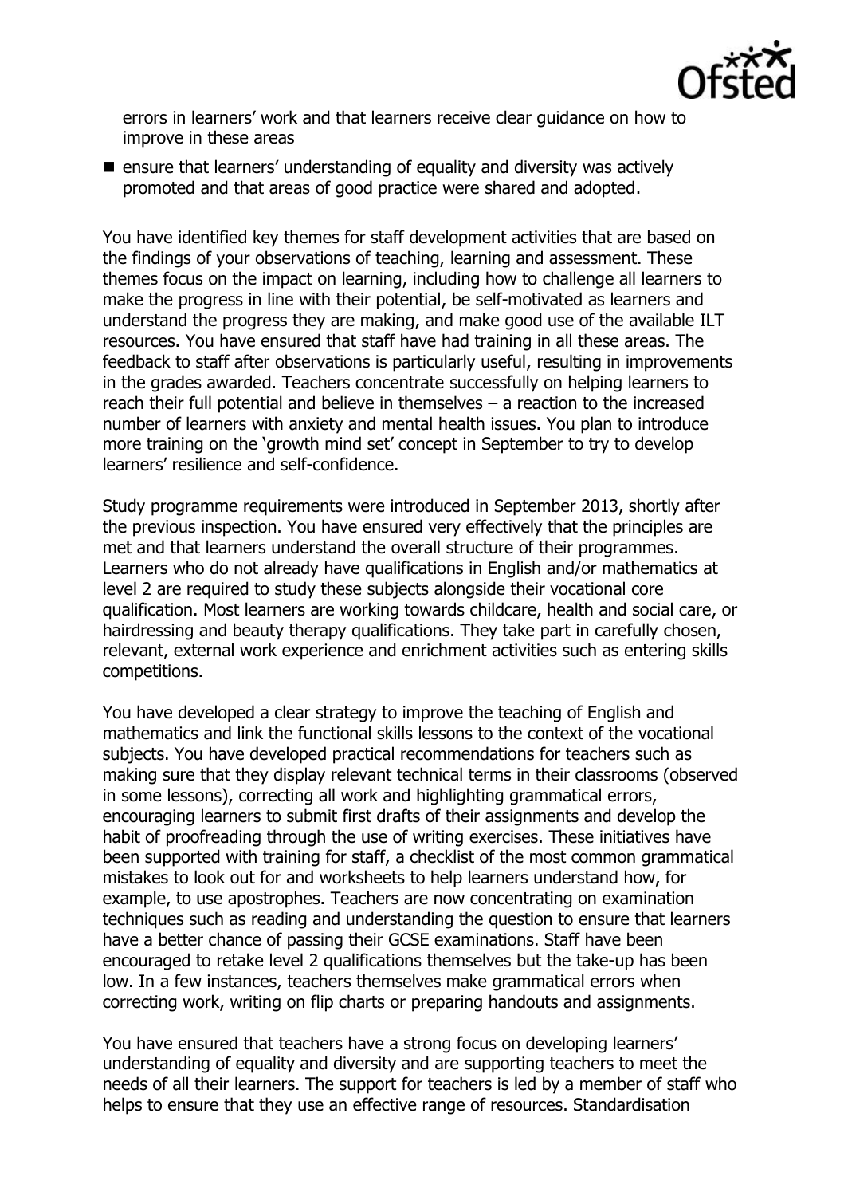errors in learners' work and that learners receive clear guidance on how to improve in these areas

- ensure that learners' understanding of equality and diversity was actively promoted and that areas of good practice were shared and adopted.

You have identified key themes for staff development activities that are based on the findings of your observations of teaching, learning and assessment. These themes focus on the impact on learning, including how to challenge all learners to make the progress in line with their potential, be self-motivated as learners and understand the progress they are making, and make good use of the available ILT resources. You have ensured that staff have had training in all these areas. The feedback to staff after observations is particularly useful, resulting in improvements in the grades awarded. Teachers concentrate successfully on helping learners to reach their full potential and believe in themselves – a reaction to the increased number of learners with anxiety and mental health issues. You plan to introduce more training on the 'growth mind set' concept in September to try to develop learners' resilience and self-confidence.

Study programme requirements were introduced in September 2013, shortly after the previous inspection. You have ensured very effectively that the principles are met and that learners understand the overall structure of their programmes. Learners who do not already have qualifications in English and/or mathematics at level 2 are required to study these subjects alongside their vocational core qualification. Most learners are working towards childcare, health and social care, or hairdressing and beauty therapy qualifications. They take part in carefully chosen, relevant, external work experience and enrichment activities such as entering skills competitions.

You have developed a clear strategy to improve the teaching of English and mathematics and link the functional skills lessons to the context of the vocational subjects. You have developed practical recommendations for teachers such as making sure that they display relevant technical terms in their classrooms (observed in some lessons), correcting all work and highlighting grammatical errors, encouraging learners to submit first drafts of their assignments and develop the habit of proofreading through the use of writing exercises. These initiatives have been supported with training for staff, a checklist of the most common grammatical mistakes to look out for and worksheets to help learners understand how, for example, to use apostrophes. Teachers are now concentrating on examination techniques such as reading and understanding the question to ensure that learners have a better chance of passing their GCSE examinations. Staff have been encouraged to retake level 2 qualifications themselves but the take-up has been low. In a few instances, teachers themselves make grammatical errors when correcting work, writing on flip charts or preparing handouts and assignments.

You have ensured that teachers have a strong focus on developing learners' understanding of equality and diversity and are supporting teachers to meet the needs of all their learners. The support for teachers is led by a member of staff who helps to ensure that they use an effective range of resources. Standardisation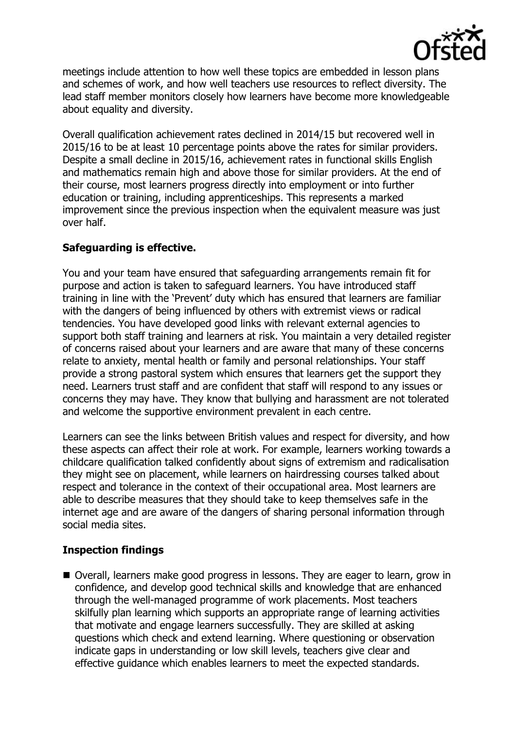meetings include attention to how well these topics are embedded in lesson plans and schemes of work, and how well teachers use resources to reflect diversity. The lead staff member monitors closely how learners have become more knowledgeable about equality and diversity.

Overall qualification achievement rates declined in 2014/15 but recovered well in 2015/16 to be at least 10 percentage points above the rates for similar providers. Despite a small decline in 2015/16, achievement rates in functional skills English and mathematics remain high and above those for similar providers. At the end of their course, most learners progress directly into employment or into further education or training, including apprenticeships. This represents a marked improvement since the previous inspection when the equivalent measure was just over half.

### Safeguarding is effective.

You and your team have ensured that safeguarding arrangements remain fit for purpose and action is taken to safeguard learners. You have introduced staff training in line with the 'Prevent' duty which has ensured that learners are familiar with the dangers of being influenced by others with extremist views or radical tendencies. You have developed good links with relevant external agencies to support both staff training and learners at risk. You maintain a very detailed register of concerns raised about your learners and are aware that many of these concerns relate to anxiety, mental health or family and personal relationships. Your staff provide a strong pastoral system which ensures that learners get the support they need. Learners trust staff and are confident that staff will respond to any issues or concerns they may have. They know that bullying and harassment are not tolerated and welcome the supportive environment prevalent in each centre.

Learners can see the links between British values and respect for diversity, and how these aspects can affect their role at work. For example, learners working towards a childcare qualification talked confidently about signs of extremism and radicalisation they might see on placement, while learners on hairdressing courses talked about respect and tolerance in the context of their occupational area. Most learners are able to describe measures that they should take to keep themselves safe in the internet age and are aware of the dangers of sharing personal information through social media sites.

### Inspection findings

- Overall, learners make good progress in lessons. They are eager to learn, grow in confidence, and develop good technical skills and knowledge that are enhanced through the well-managed programme of work placements. Most teachers skilfully plan learning which supports an appropriate range of learning activities that motivate and engage learners successfully. They are skilled at asking questions which check and extend learning. Where questioning or observation indicate gaps in understanding or low skill levels, teachers give clear and effective guidance which enables learners to meet the expected standards.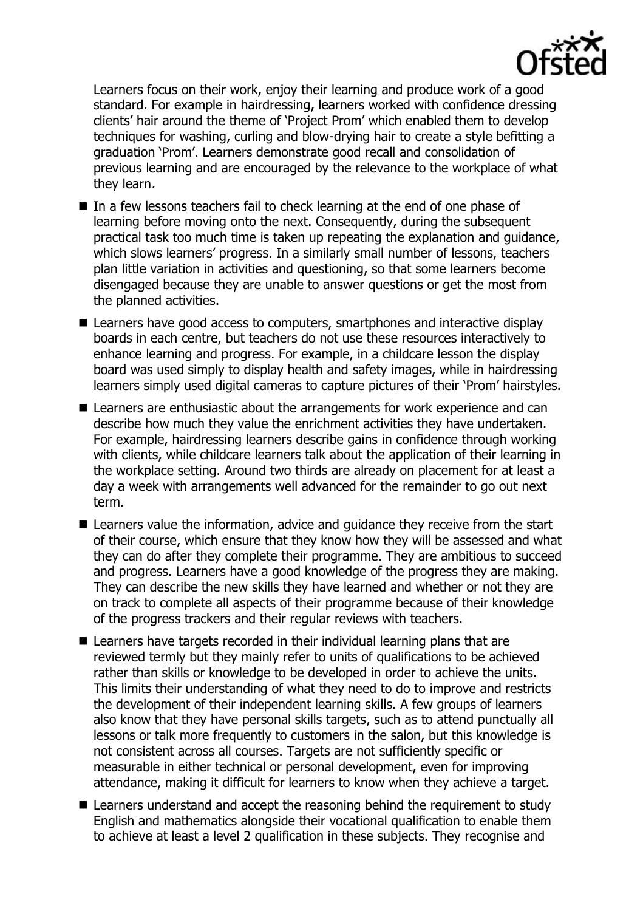Learners focus on their work, enjoy their learning and produce work of a good standard. For example in hairdressing, learners worked with confidence dressing clients' hair around the theme of 'Project Prom' which enabled them to develop techniques for washing, curling and blow-drying hair to create a style befitting a graduation 'Prom'. Learners demonstrate good recall and consolidation of previous learning and are encouraged by the relevance to the workplace of what they learn.

- In a few lessons teachers fail to check learning at the end of one phase of learning before moving onto the next. Consequently, during the subsequent practical task too much time is taken up repeating the explanation and guidance, which slows learners' progress. In a similarly small number of lessons, teachers plan little variation in activities and questioning, so that some learners become disengaged because they are unable to answer questions or get the most from the planned activities.
- Learners have good access to computers, smartphones and interactive display boards in each centre, but teachers do not use these resources interactively to enhance learning and progress. For example, in a childcare lesson the display board was used simply to display health and safety images, while in hairdressing learners simply used digital cameras to capture pictures of their 'Prom' hairstyles.
- Learners are enthusiastic about the arrangements for work experience and can describe how much they value the enrichment activities they have undertaken. For example, hairdressing learners describe gains in confidence through working with clients, while childcare learners talk about the application of their learning in the workplace setting. Around two thirds are already on placement for at least a day a week with arrangements well advanced for the remainder to go out next term.
- Learners value the information, advice and guidance they receive from the start of their course, which ensure that they know how they will be assessed and what they can do after they complete their programme. They are ambitious to succeed and progress. Learners have a good knowledge of the progress they are making. They can describe the new skills they have learned and whether or not they are on track to complete all aspects of their programme because of their knowledge of the progress trackers and their regular reviews with teachers.
- Learners have targets recorded in their individual learning plans that are reviewed termly but they mainly refer to units of qualifications to be achieved rather than skills or knowledge to be developed in order to achieve the units. This limits their understanding of what they need to do to improve and restricts the development of their independent learning skills. A few groups of learners also know that they have personal skills targets, such as to attend punctually all lessons or talk more frequently to customers in the salon, but this knowledge is not consistent across all courses. Targets are not sufficiently specific or measurable in either technical or personal development, even for improving attendance, making it difficult for learners to know when they achieve a target.
- Learners understand and accept the reasoning behind the requirement to study English and mathematics alongside their vocational qualification to enable them to achieve at least a level 2 qualification in these subjects. They recognise and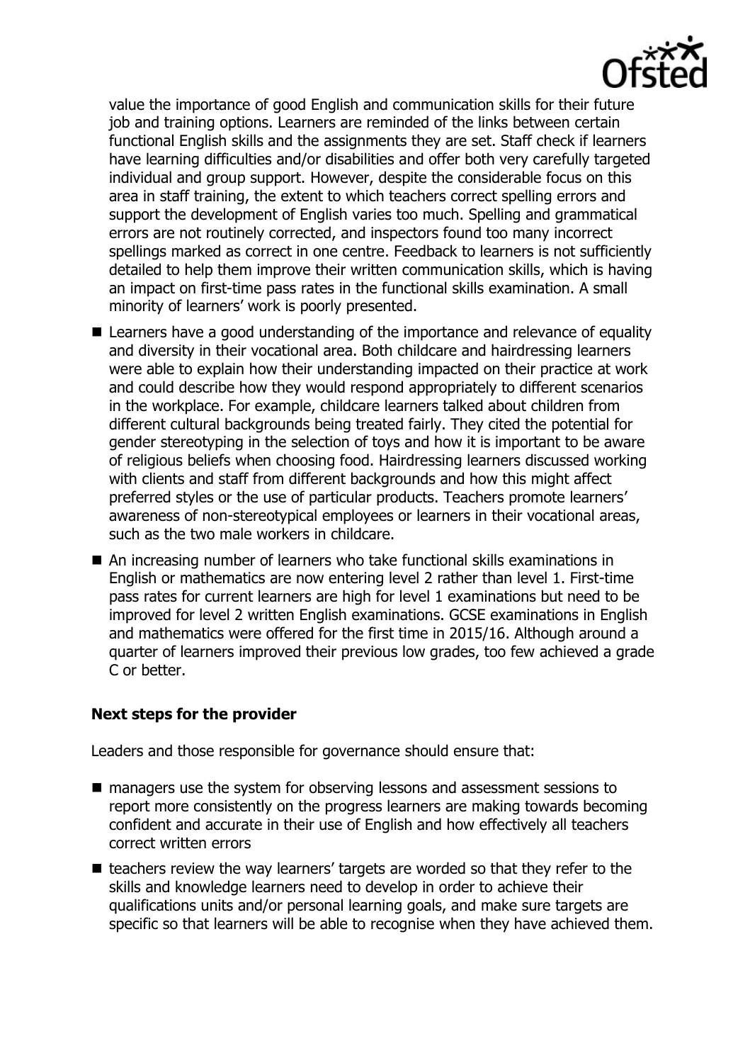value the importance of good English and communication skills for their future job and training options. Learners are reminded of the links between certain functional English skills and the assignments they are set. Staff check if learners have learning difficulties and/or disabilities and offer both very carefully targeted individual and group support. However, despite the considerable focus on this area in staff training, the extent to which teachers correct spelling errors and support the development of English varies too much. Spelling and grammatical errors are not routinely corrected, and inspectors found too many incorrect spellings marked as correct in one centre. Feedback to learners is not sufficiently detailed to help them improve their written communication skills, which is having an impact on first-time pass rates in the functional skills examination. A small minority of learners' work is poorly presented.

- Learners have a good understanding of the importance and relevance of equality and diversity in their vocational area. Both childcare and hairdressing learners were able to explain how their understanding impacted on their practice at work and could describe how they would respond appropriately to different scenarios in the workplace. For example, childcare learners talked about children from different cultural backgrounds being treated fairly. They cited the potential for gender stereotyping in the selection of toys and how it is important to be aware of religious beliefs when choosing food. Hairdressing learners discussed working with clients and staff from different backgrounds and how this might affect preferred styles or the use of particular products. Teachers promote learners' awareness of non-stereotypical employees or learners in their vocational areas, such as the two male workers in childcare.
- An increasing number of learners who take functional skills examinations in English or mathematics are now entering level 2 rather than level 1. First-time pass rates for current learners are high for level 1 examinations but need to be improved for level 2 written English examinations. GCSE examinations in English and mathematics were offered for the first time in 2015/16. Although around a quarter of learners improved their previous low grades, too few achieved a grade C or better.

**Next steps for the provider**

Leaders and those responsible for governance should ensure that:

- managers use the system for observing lessons and assessment sessions to report more consistently on the progress learners are making towards becoming confident and accurate in their use of English and how effectively all teachers correct written errors
- teachers review the way learners' targets are worded so that they refer to the skills and knowledge learners need to develop in order to achieve their qualifications units and/or personal learning goals, and make sure targets are specific so that learners will be able to recognise when they have achieved them.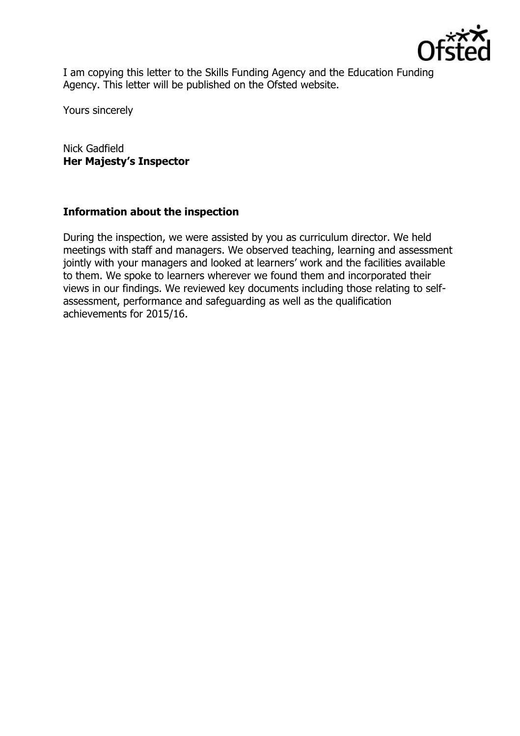I am copying this letter to the Skills Funding Agency and the Education Funding Agency. This letter will be published on the Ofsted website.

Yours sincerely

Nick Gadfield
**Her Majesty's Inspector**

## Information about the inspection

During the inspection, we were assisted by you as curriculum director. We held meetings with staff and managers. We observed teaching, learning and assessment jointly with your managers and looked at learners' work and the facilities available to them. We spoke to learners wherever we found them and incorporated their views in our findings. We reviewed key documents including those relating to self-assessment, performance and safeguarding as well as the qualification achievements for 2015/16.